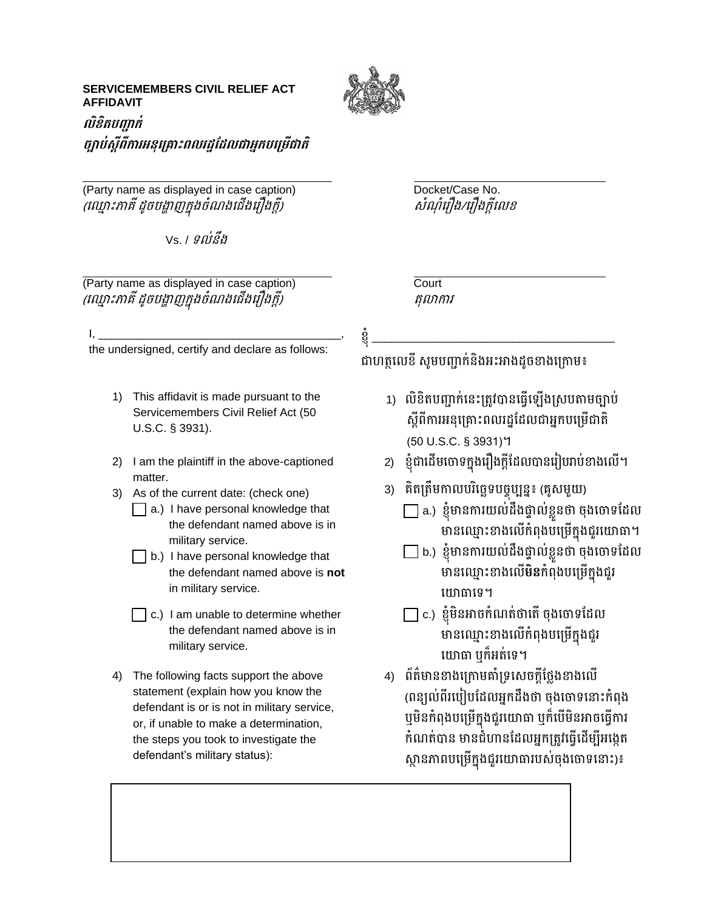**SERVICEMEMBERS CIVIL RELIEF ACT AFFIDAVIT**

***លិខិតបញ្ជាក់***

***ច្បាប់ស្តីពីការអនុគ្រោះពលរដ្ឋដែលជាអ្នកបម្រើជាតិ***

\_\_\_\_\_\_\_\_\_\_\_\_\_\_\_\_\_\_\_\_\_\_\_\_\_\_\_\_\_\_\_\_\_\_\_\_\_\_\_\_

(Party name as displayed in case caption)
*(ឈ្មោះភាគី ដូចបង្ហាញក្នុងចំណងជើងរឿងក្តី)*

Vs. / *ទល់នឹង*

\_\_\_\_\_\_\_\_\_\_\_\_\_\_\_\_\_\_\_\_\_\_\_\_\_\_\_\_\_\_\_\_\_\_\_\_\_\_\_\_

(Party name as displayed in case caption)
*(ឈ្មោះភាគី ដូចបង្ហាញក្នុងចំណងជើងរឿងក្តី)*

\_\_\_\_\_\_\_\_\_\_\_\_\_\_\_\_\_\_\_\_\_\_\_\_\_\_\_\_\_\_\_

Docket/Case No.
*សំណុំរឿង/រឿងក្តីលេខ*

\_\_\_\_\_\_\_\_\_\_\_\_\_\_\_\_\_\_\_\_\_\_\_\_\_\_\_\_\_\_\_

Court
*តុលាការ*

I, \_\_\_\_\_\_\_\_\_\_\_\_\_\_\_\_\_\_\_\_\_\_\_\_\_\_\_\_\_\_\_\_\_\_\_\_\_, the undersigned, certify and declare as follows:

ខ្ញុំ \_\_\_\_\_\_\_\_\_\_\_\_\_\_\_\_\_\_\_\_\_\_\_\_\_\_\_\_\_\_\_\_\_\_\_\_\_ ជាហត្ថលេខី សូមបញ្ជាក់និងអះអាងដូចខាងក្រោម៖

1) This affidavit is made pursuant to the Servicemembers Civil Relief Act (50 U.S.C. § 3931).

   លិខិតបញ្ជាក់នេះត្រូវបានធ្វើឡើងស្របតាមច្បាប់ស្តីពីការអនុគ្រោះពលរដ្ឋដែលជាអ្នកបម្រើជាតិ (50 U.S.C. § 3931)។

2) I am the plaintiff in the above-captioned matter.

   ខ្ញុំជាដើមចោទក្នុងរឿងក្តីដែលបានរៀបរាប់ខាងលើ។

3) As of the current date: (check one)

   គិតត្រឹមកាលបរិច្ឆេទបច្ចុប្បន្ន៖ (គូសមួយ)

   ☐ a.) I have personal knowledge that the defendant named above is in military service.

   ☐ a.) ខ្ញុំមានការយល់ដឹងផ្ទាល់ខ្លួនថា ចុងចោទដែលមានឈ្មោះខាងលើកំពុងបម្រើក្នុងជួរយោធា។

   ☐ b.) I have personal knowledge that the defendant named above is **not** in military service.

   ☐ b.) ខ្ញុំមានការយល់ដឹងផ្ទាល់ខ្លួនថា ចុងចោទដែលមានឈ្មោះខាងលើ**មិន**កំពុងបម្រើក្នុងជួរយោធាទេ។

   ☐ c.) I am unable to determine whether the defendant named above is in military service.

   ☐ c.) ខ្ញុំមិនអាចកំណត់ថាតើ ចុងចោទដែលមានឈ្មោះខាងលើកំពុងបម្រើក្នុងជួរយោធា ឬក៏អត់ទេ។

4) The following facts support the above statement (explain how you know the defendant is or is not in military service, or, if unable to make a determination, the steps you took to investigate the defendant's military status):

   ព័ត៌មានខាងក្រោមគាំទ្រសេចក្តីថ្លែងខាងលើ (ពន្យល់ពីរបៀបដែលអ្នកដឹងថា ចុងចោទនោះកំពុង ឬមិនកំពុងបម្រើក្នុងជួរយោធា ឬក៏បើមិនអាចធ្វើការកំណត់បាន មានជំហានដែលអ្នកត្រូវធ្វើដើម្បីអង្កេតស្ថានភាពបម្រើក្នុងជួរយោធារបស់ចុងចោទនោះ)៖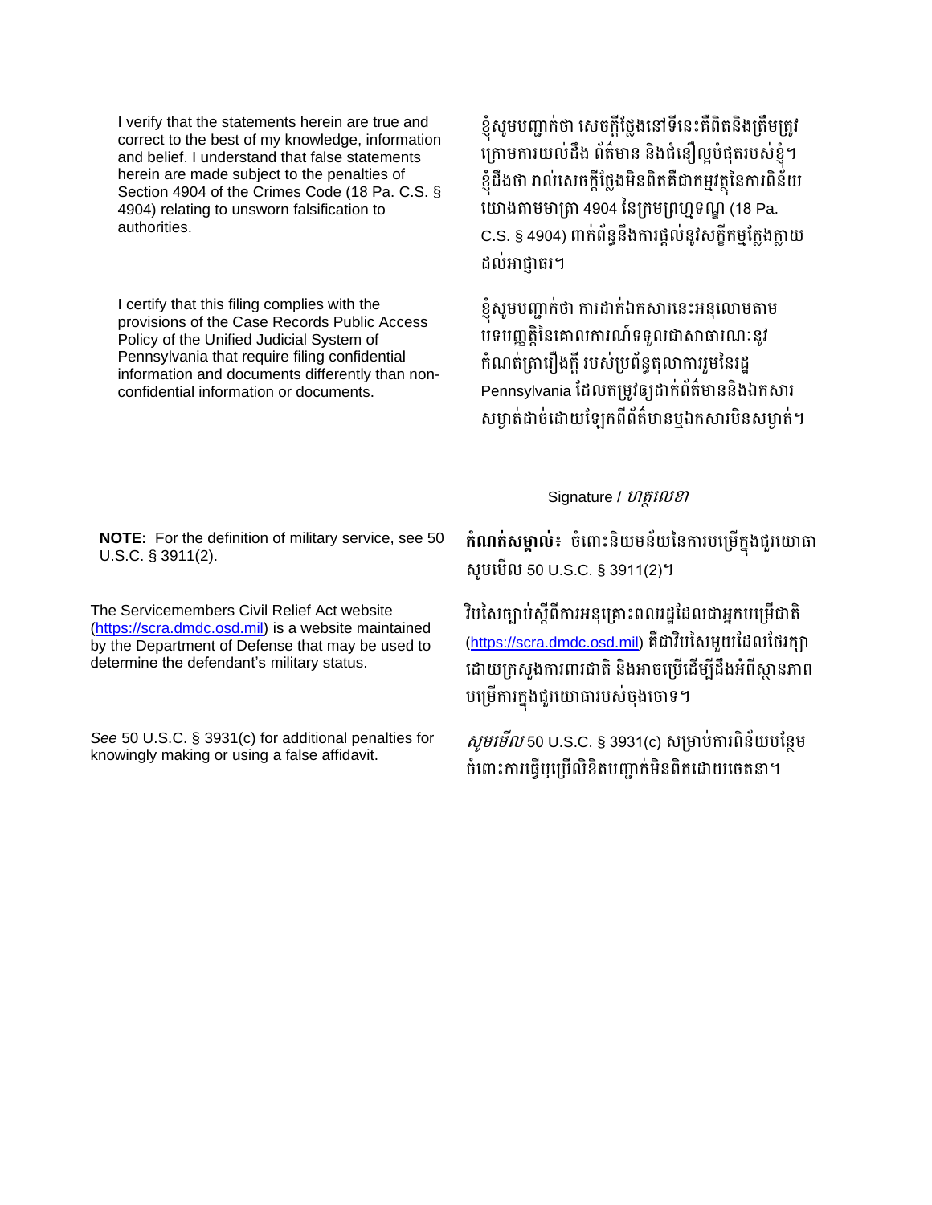I verify that the statements herein are true and correct to the best of my knowledge, information and belief. I understand that false statements herein are made subject to the penalties of Section 4904 of the Crimes Code (18 Pa. C.S. § 4904) relating to unsworn falsification to authorities.

ខ្ញុំសូមបញ្ជាក់ថា សេចក្តីថ្លែងនៅទីនេះគឺពិតនិងត្រឹមត្រូវ ក្រោមការយល់ដឹង ព័ត៌មាន និងជំនឿល្អបំផុតរបស់ខ្ញុំ។ ខ្ញុំដឹងថា រាល់សេចក្តីថ្លែងមិនពិតគឺជាកម្មវត្ថុនៃការពិន័យ យោងតាមមាត្រា 4904 នៃក្រមព្រហ្មទណ្ឌ (18 Pa. C.S. § 4904) ពាក់ព័ន្ធនឹងការផ្តល់នូវសក្ខីកម្មក្លែងក្លាយដល់អាជ្ញាធរ។

I certify that this filing complies with the provisions of the Case Records Public Access Policy of the Unified Judicial System of Pennsylvania that require filing confidential information and documents differently than non-confidential information or documents.

ខ្ញុំសូមបញ្ជាក់ថា ការដាក់ឯកសារនេះអនុលោមតាមបទបញ្ញត្តិនៃគោលការណ៍ទទួលជាសាធារណៈនូវកំណត់ត្រារឿងក្តី របស់ប្រព័ន្ធតុលាការរួមនៃរដ្ឋ Pennsylvania ដែលតម្រូវឲ្យដាក់ព័ត៌មាននិងឯកសារសម្ងាត់ដាច់ដោយឡែកពីព័ត៌មានឬឯកសារមិនសម្ងាត់។

\_\_\_\_\_\_\_\_\_\_\_\_\_\_\_\_\_\_\_\_\_\_\_\_\_\_\_\_\_\_

Signature / *ហត្ថលេខា*

**NOTE:** For the definition of military service, see 50 U.S.C. § 3911(2).

**កំណត់សម្គាល់៖** ចំពោះនិយមន័យនៃការបម្រើក្នុងជួរយោធា សូមមើល 50 U.S.C. § 3911(2)។

The Servicemembers Civil Relief Act website (https://scra.dmdc.osd.mil) is a website maintained by the Department of Defense that may be used to determine the defendant's military status.

វិបសៃច្បាប់ស្តីពីការអនុគ្រោះពលរដ្ឋដែលជាអ្នកបម្រើជាតិ (https://scra.dmdc.osd.mil) គឺជាវិបសៃមួយដែលថែរក្សាដោយក្រសួងការពារជាតិ និងអាចប្រើដើម្បីដឹងអំពីស្ថានភាពបម្រើការក្នុងជួរយោធារបស់ចុងចោទ។

*See* 50 U.S.C. § 3931(c) for additional penalties for knowingly making or using a false affidavit.

*សូមមើល* 50 U.S.C. § 3931(c) សម្រាប់ការពិន័យបន្ថែមចំពោះការធ្វើឬប្រើលិខិតបញ្ជាក់មិនពិតដោយចេតនា។